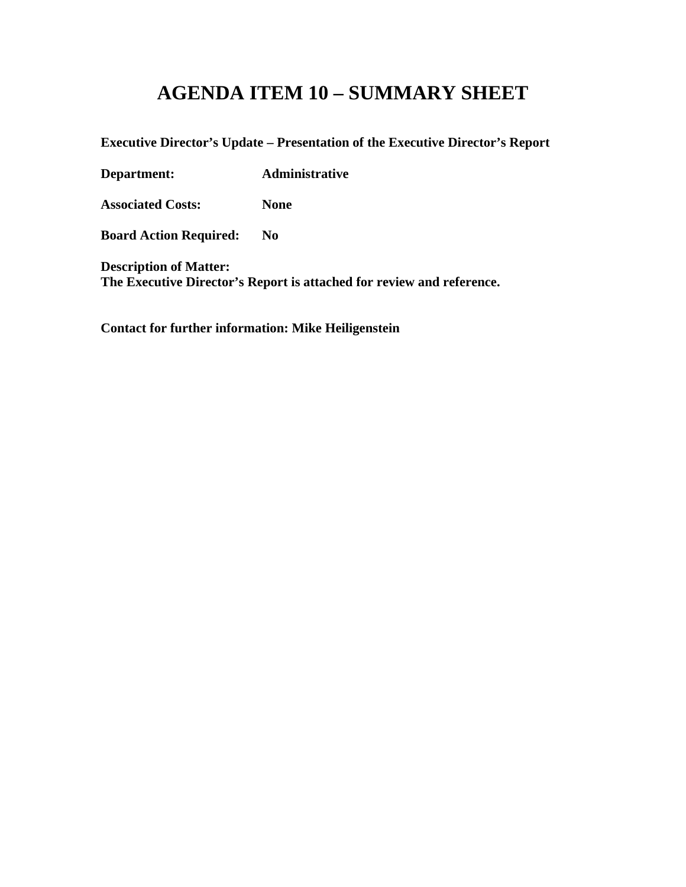# AGENDA ITEM 10 – SUMMARY SHEET

**Executive Director's Update – Presentation of the Executive Director's Report**

**Department:** **Administrative**

**Associated Costs:** **None**

**Board Action Required:** **No**

**Description of Matter:**
**The Executive Director's Report is attached for review and reference.**

**Contact for further information: Mike Heiligenstein**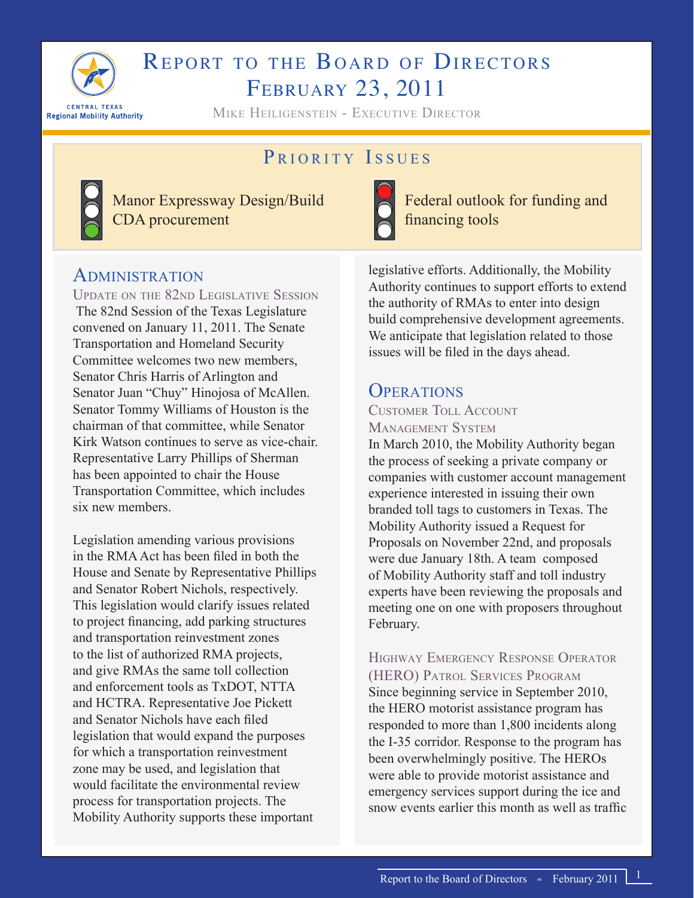# Report to the Board of Directors
# February 23, 2011

Mike Heiligenstein - Executive Director

## Priority Issues

- Manor Expressway Design/Build CDA procurement (green)
- Federal outlook for funding and financing tools (red)

## Administration

### Update on the 82nd Legislative Session

The 82nd Session of the Texas Legislature convened on January 11, 2011. The Senate Transportation and Homeland Security Committee welcomes two new members, Senator Chris Harris of Arlington and Senator Juan "Chuy" Hinojosa of McAllen. Senator Tommy Williams of Houston is the chairman of that committee, while Senator Kirk Watson continues to serve as vice-chair. Representative Larry Phillips of Sherman has been appointed to chair the House Transportation Committee, which includes six new members.

Legislation amending various provisions in the RMA Act has been filed in both the House and Senate by Representative Phillips and Senator Robert Nichols, respectively. This legislation would clarify issues related to project financing, add parking structures and transportation reinvestment zones to the list of authorized RMA projects, and give RMAs the same toll collection and enforcement tools as TxDOT, NTTA and HCTRA. Representative Joe Pickett and Senator Nichols have each filed legislation that would expand the purposes for which a transportation reinvestment zone may be used, and legislation that would facilitate the environmental review process for transportation projects. The Mobility Authority supports these important legislative efforts. Additionally, the Mobility Authority continues to support efforts to extend the authority of RMAs to enter into design build comprehensive development agreements. We anticipate that legislation related to those issues will be filed in the days ahead.

## Operations

### Customer Toll Account Management System

In March 2010, the Mobility Authority began the process of seeking a private company or companies with customer account management experience interested in issuing their own branded toll tags to customers in Texas. The Mobility Authority issued a Request for Proposals on November 22nd, and proposals were due January 18th. A team composed of Mobility Authority staff and toll industry experts have been reviewing the proposals and meeting one on one with proposers throughout February.

### Highway Emergency Response Operator (HERO) Patrol Services Program

Since beginning service in September 2010, the HERO motorist assistance program has responded to more than 1,800 incidents along the I-35 corridor. Response to the program has been overwhelmingly positive. The HEROs were able to provide motorist assistance and emergency services support during the ice and snow events earlier this month as well as traffic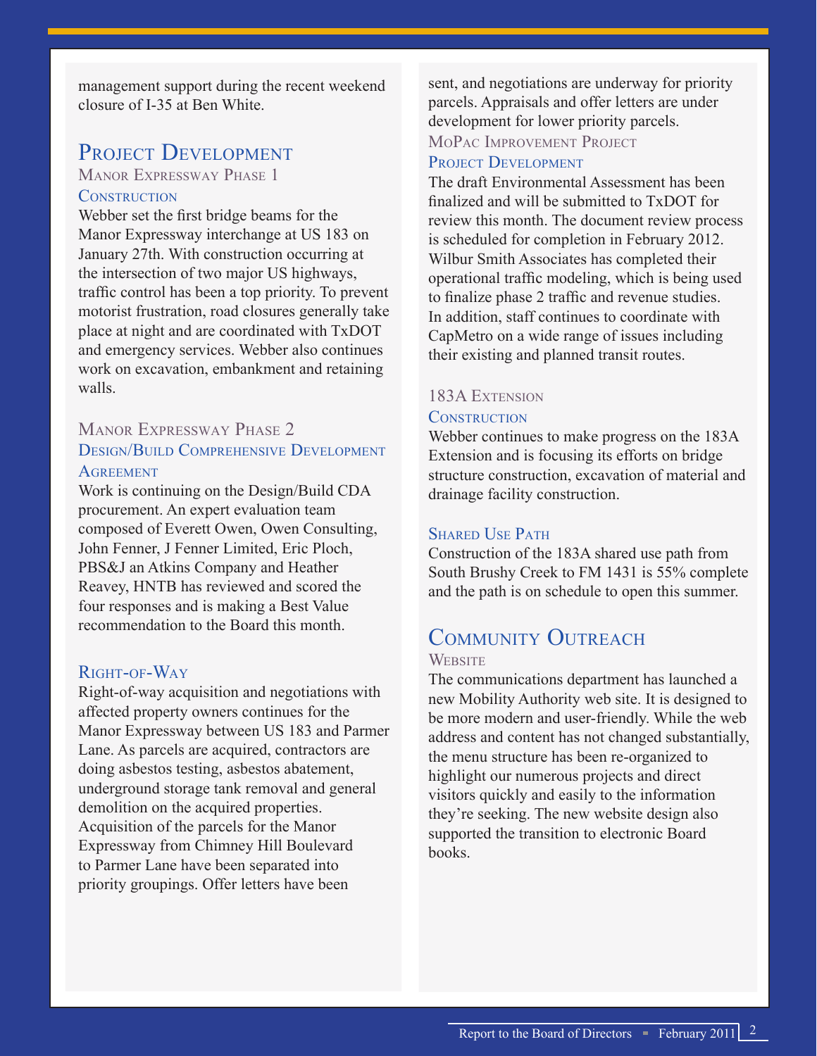management support during the recent weekend closure of I-35 at Ben White.

## Project Development

### Manor Expressway Phase 1

#### Construction

Webber set the first bridge beams for the Manor Expressway interchange at US 183 on January 27th. With construction occurring at the intersection of two major US highways, traffic control has been a top priority. To prevent motorist frustration, road closures generally take place at night and are coordinated with TxDOT and emergency services. Webber also continues work on excavation, embankment and retaining walls.

### Manor Expressway Phase 2

#### Design/Build Comprehensive Development Agreement

Work is continuing on the Design/Build CDA procurement. An expert evaluation team composed of Everett Owen, Owen Consulting, John Fenner, J Fenner Limited, Eric Ploch, PBS&J an Atkins Company and Heather Reavey, HNTB has reviewed and scored the four responses and is making a Best Value recommendation to the Board this month.

#### Right-of-Way

Right-of-way acquisition and negotiations with affected property owners continues for the Manor Expressway between US 183 and Parmer Lane. As parcels are acquired, contractors are doing asbestos testing, asbestos abatement, underground storage tank removal and general demolition on the acquired properties. Acquisition of the parcels for the Manor Expressway from Chimney Hill Boulevard to Parmer Lane have been separated into priority groupings. Offer letters have been sent, and negotiations are underway for priority parcels. Appraisals and offer letters are under development for lower priority parcels.

### MoPac Improvement Project

#### Project Development

The draft Environmental Assessment has been finalized and will be submitted to TxDOT for review this month. The document review process is scheduled for completion in February 2012. Wilbur Smith Associates has completed their operational traffic modeling, which is being used to finalize phase 2 traffic and revenue studies. In addition, staff continues to coordinate with CapMetro on a wide range of issues including their existing and planned transit routes.

### 183A Extension

#### Construction

Webber continues to make progress on the 183A Extension and is focusing its efforts on bridge structure construction, excavation of material and drainage facility construction.

#### Shared Use Path

Construction of the 183A shared use path from South Brushy Creek to FM 1431 is 55% complete and the path is on schedule to open this summer.

## Community Outreach

### Website

The communications department has launched a new Mobility Authority web site. It is designed to be more modern and user-friendly. While the web address and content has not changed substantially, the menu structure has been re-organized to highlight our numerous projects and direct visitors quickly and easily to the information they're seeking. The new website design also supported the transition to electronic Board books.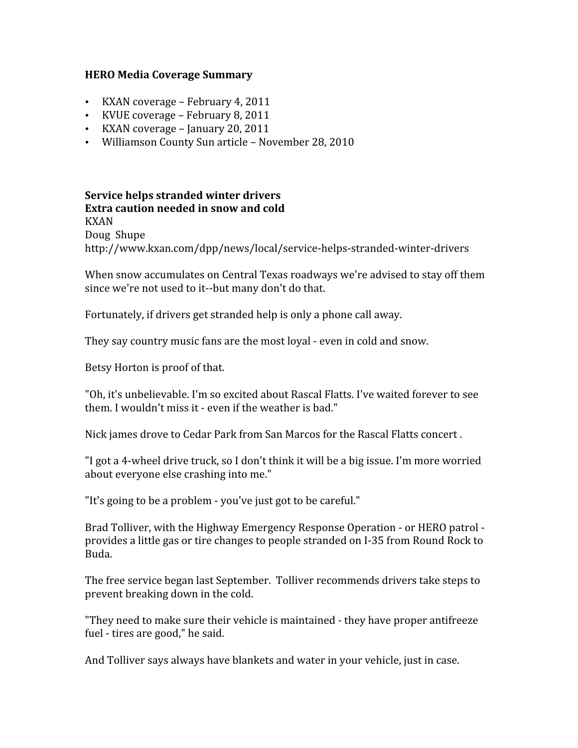**HERO Media Coverage Summary**

- KXAN coverage – February 4, 2011
- KVUE coverage – February 8, 2011
- KXAN coverage – January 20, 2011
- Williamson County Sun article – November 28, 2010

**Service helps stranded winter drivers**
**Extra caution needed in snow and cold**
KXAN
Doug Shupe
http://www.kxan.com/dpp/news/local/service-helps-stranded-winter-drivers

When snow accumulates on Central Texas roadways we're advised to stay off them since we're not used to it--but many don't do that.

Fortunately, if drivers get stranded help is only a phone call away.

They say country music fans are the most loyal - even in cold and snow.

Betsy Horton is proof of that.

"Oh, it's unbelievable. I'm so excited about Rascal Flatts. I've waited forever to see them. I wouldn't miss it - even if the weather is bad."

Nick james drove to Cedar Park from San Marcos for the Rascal Flatts concert .

"I got a 4-wheel drive truck, so I don't think it will be a big issue. I'm more worried about everyone else crashing into me."

"It's going to be a problem - you've just got to be careful."

Brad Tolliver, with the Highway Emergency Response Operation - or HERO patrol - provides a little gas or tire changes to people stranded on I-35 from Round Rock to Buda.

The free service began last September. Tolliver recommends drivers take steps to prevent breaking down in the cold.

"They need to make sure their vehicle is maintained - they have proper antifreeze fuel - tires are good," he said.

And Tolliver says always have blankets and water in your vehicle, just in case.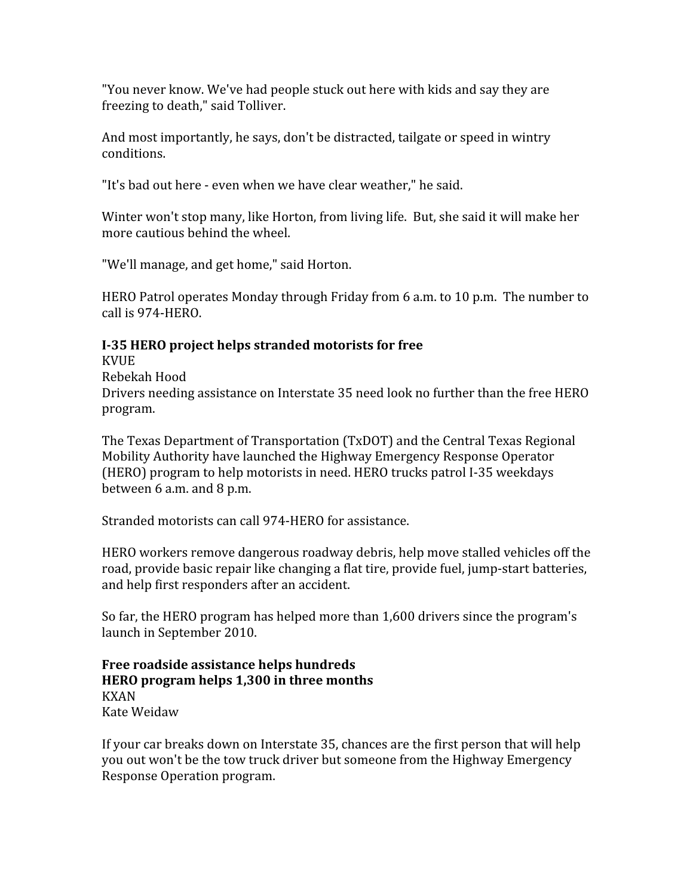"You never know. We've had people stuck out here with kids and say they are freezing to death," said Tolliver.

And most importantly, he says, don't be distracted, tailgate or speed in wintry conditions.

"It's bad out here - even when we have clear weather," he said.

Winter won't stop many, like Horton, from living life.  But, she said it will make her more cautious behind the wheel.

"We'll manage, and get home," said Horton.

HERO Patrol operates Monday through Friday from 6 a.m. to 10 p.m.  The number to call is 974-HERO.

**I-35 HERO project helps stranded motorists for free**
KVUE
Rebekah Hood
Drivers needing assistance on Interstate 35 need look no further than the free HERO program.

The Texas Department of Transportation (TxDOT) and the Central Texas Regional Mobility Authority have launched the Highway Emergency Response Operator (HERO) program to help motorists in need. HERO trucks patrol I-35 weekdays between 6 a.m. and 8 p.m.

Stranded motorists can call 974-HERO for assistance.

HERO workers remove dangerous roadway debris, help move stalled vehicles off the road, provide basic repair like changing a flat tire, provide fuel, jump-start batteries, and help first responders after an accident.

So far, the HERO program has helped more than 1,600 drivers since the program's launch in September 2010.

**Free roadside assistance helps hundreds**
**HERO program helps 1,300 in three months**
KXAN
Kate Weidaw

If your car breaks down on Interstate 35, chances are the first person that will help you out won't be the tow truck driver but someone from the Highway Emergency Response Operation program.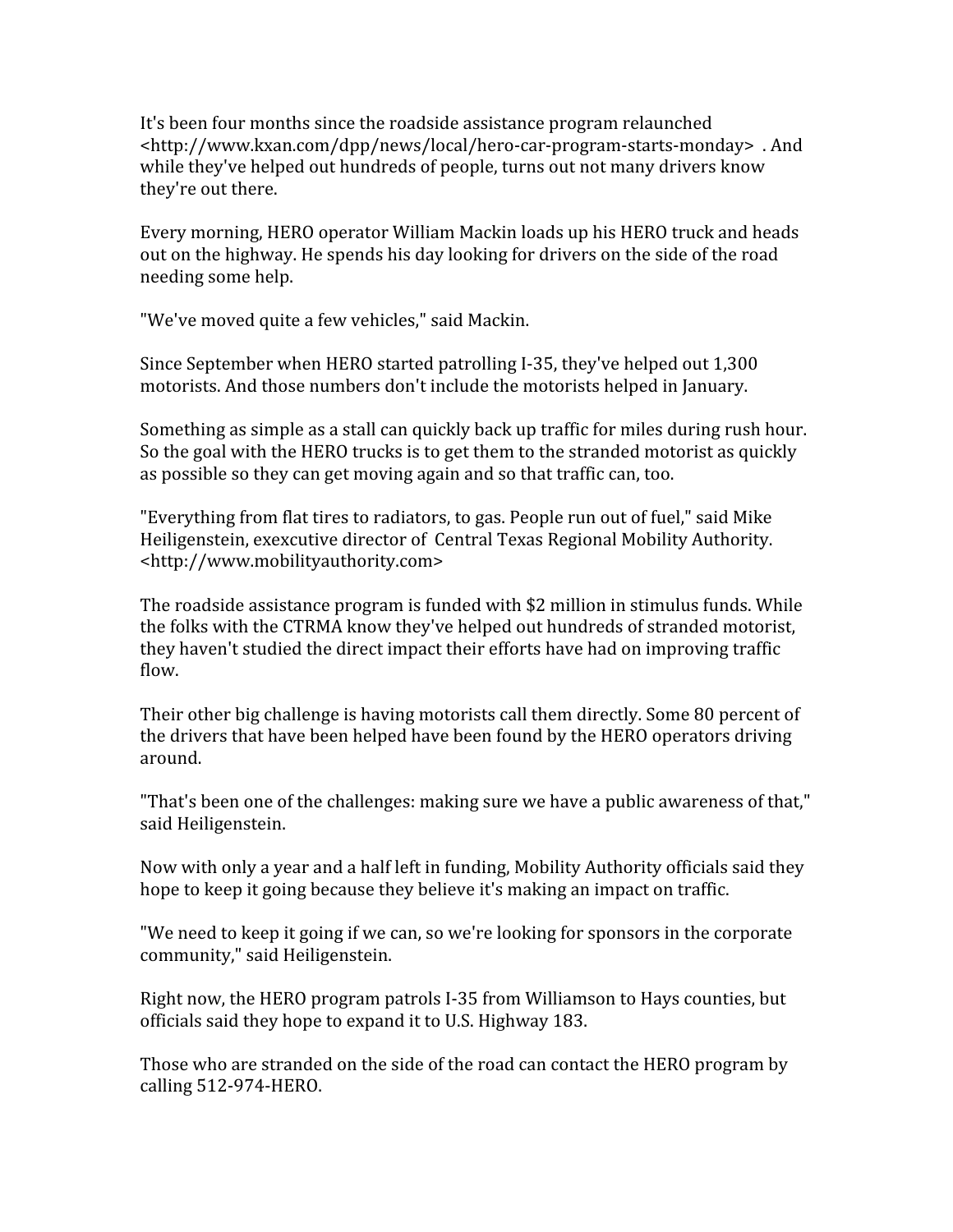It's been four months since the roadside assistance program relaunched <http://www.kxan.com/dpp/news/local/hero-car-program-starts-monday> . And while they've helped out hundreds of people, turns out not many drivers know they're out there.

Every morning, HERO operator William Mackin loads up his HERO truck and heads out on the highway. He spends his day looking for drivers on the side of the road needing some help.

"We've moved quite a few vehicles," said Mackin.

Since September when HERO started patrolling I-35, they've helped out 1,300 motorists. And those numbers don't include the motorists helped in January.

Something as simple as a stall can quickly back up traffic for miles during rush hour. So the goal with the HERO trucks is to get them to the stranded motorist as quickly as possible so they can get moving again and so that traffic can, too.

"Everything from flat tires to radiators, to gas. People run out of fuel," said Mike Heiligenstein, exexcutive director of Central Texas Regional Mobility Authority. <http://www.mobilityauthority.com>

The roadside assistance program is funded with $2 million in stimulus funds. While the folks with the CTRMA know they've helped out hundreds of stranded motorist, they haven't studied the direct impact their efforts have had on improving traffic flow.

Their other big challenge is having motorists call them directly. Some 80 percent of the drivers that have been helped have been found by the HERO operators driving around.

"That's been one of the challenges: making sure we have a public awareness of that," said Heiligenstein.

Now with only a year and a half left in funding, Mobility Authority officials said they hope to keep it going because they believe it's making an impact on traffic.

"We need to keep it going if we can, so we're looking for sponsors in the corporate community," said Heiligenstein.

Right now, the HERO program patrols I-35 from Williamson to Hays counties, but officials said they hope to expand it to U.S. Highway 183.

Those who are stranded on the side of the road can contact the HERO program by calling 512-974-HERO.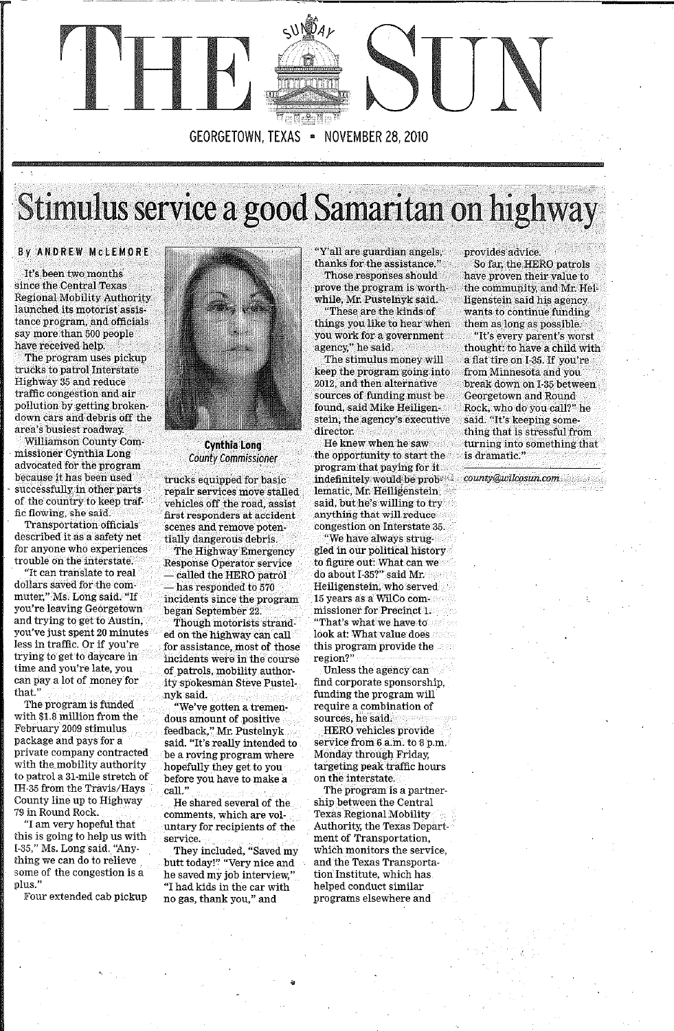# THE SUNDAY SUN

GEORGETOWN, TEXAS • NOVEMBER 28, 2010

## Stimulus service a good Samaritan on highway

By ANDREW McLEMORE

It's been two months since the Central Texas Regional Mobility Authority launched its motorist assistance program, and officials say more than 500 people have received help.

The program uses pickup trucks to patrol Interstate Highway 35 and reduce traffic congestion and air pollution by getting broken-down cars and debris off the area's busiest roadway.

Williamson County Commissioner Cynthia Long advocated for the program because it has been used successfully in other parts of the country to keep traffic flowing, she said.

Transportation officials described it as a safety net for anyone who experiences trouble on the interstate.

"It can translate to real dollars saved for the commuter," Ms. Long said. "If you're leaving Georgetown and trying to get to Austin, you've just spent 20 minutes less in traffic. Or if you're trying to get to daycare in time and you're late, you can pay a lot of money for that."

The program is funded with $1.8 million from the February 2009 stimulus package and pays for a private company contracted with the mobility authority to patrol a 31-mile stretch of IH-35 from the Travis/Hays County line up to Highway 79 in Round Rock.

"I am very hopeful that this is going to help us with I-35," Ms. Long said. "Anything we can do to relieve some of the congestion is a plus."

**Cynthia Long**
*County Commissioner*

Four extended cab pickup trucks equipped for basic repair services move stalled vehicles off the road, assist first responders at accident scenes and remove potentially dangerous debris.

The Highway Emergency Response Operator service — called the HERO patrol — has responded to 570 incidents since the program began September 22.

Though motorists stranded on the highway can call for assistance, most of those incidents were in the course of patrols, mobility authority spokesman Steve Pustelnyk said.

"We've gotten a tremendous amount of positive feedback," Mr. Pustelnyk said. "It's really intended to be a roving program where hopefully they get to you before you have to make a call."

He shared several of the comments, which are voluntary for recipients of the service.

They included, "Saved my butt today!" "Very nice and he saved my job interview," "I had kids in the car with no gas, thank you," and "Y'all are guardian angels, thanks for the assistance."

Those responses should prove the program is worthwhile, Mr. Pustelnyk said.

"These are the kinds of things you like to hear when you work for a government agency," he said.

The stimulus money will keep the program going into 2012, and then alternative sources of funding must be found, said Mike Heiligenstein, the agency's executive director.

He knew when he saw the opportunity to start the program that paying for it indefinitely would be problematic, Mr. Heiligenstein said, but he's willing to try anything that will reduce congestion on Interstate 35.

"We have always struggled in our political history to figure out: What can we do about I-35?" said Mr. Heiligenstein, who served 15 years as a WilCo commissioner for Precinct 1. "That's what we have to look at: What value does this program provide the region?"

Unless the agency can find corporate sponsorship, funding the program will require a combination of sources, he said.

HERO vehicles provide service from 6 a.m. to 8 p.m. Monday through Friday, targeting peak traffic hours on the interstate.

The program is a partnership between the Central Texas Regional Mobility Authority, the Texas Department of Transportation, which monitors the service, and the Texas Transportation Institute, which has helped conduct similar programs elsewhere and provides advice.

So far, the HERO patrols have proven their value to the community, and Mr. Heiligenstein said his agency wants to continue funding them as long as possible.

"It's every parent's worst thought: to have a child with a flat tire on I-35. If you're from Minnesota and you break down on I-35 between Georgetown and Round Rock, who do you call?" he said. "It's keeping something that is stressful from turning into something that is dramatic."

*county@wilcosun.com*